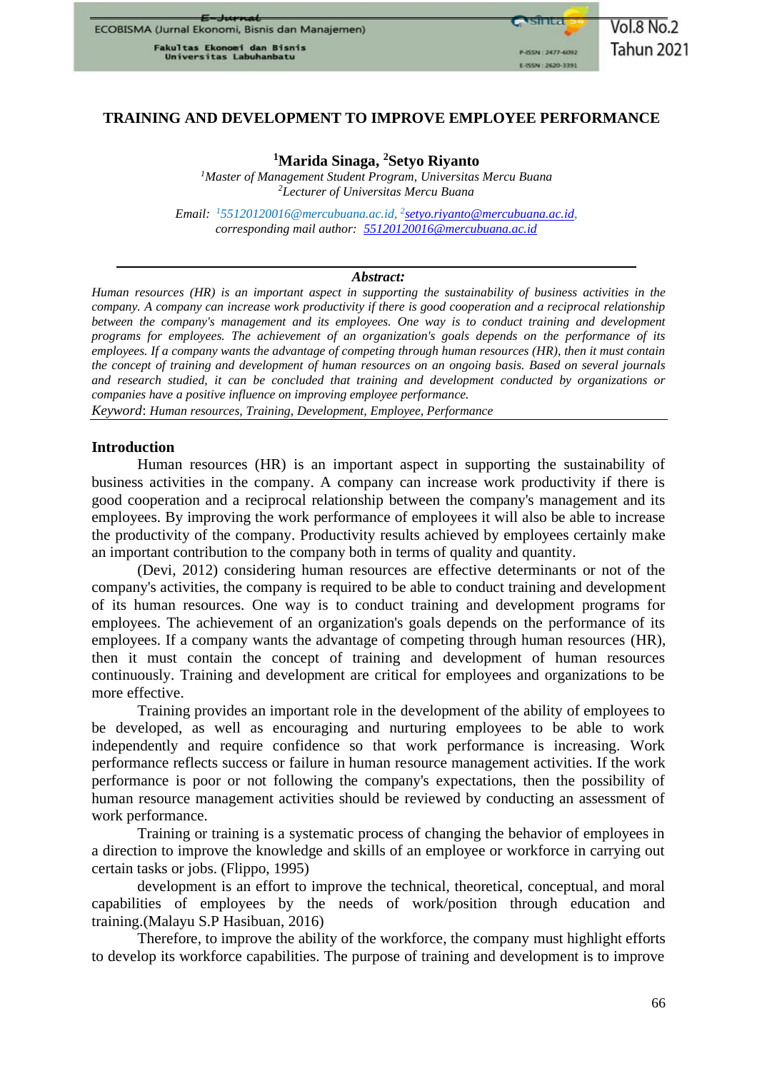# TRAINING AND DEVELOPMENT TO IMPROVE EMPLOYEE PERFORMANCE

**[1]Marida Sinaga, [2]Setyo Riyanto**

*[1]Master of Management Student Program, Universitas Mercu Buana*
*[2]Lecturer of Universitas Mercu Buana*

*Email: [1]55120120016@mercubuana.ac.id, [2]setyo.riyanto@mercubuana.ac.id,*
*corresponding mail author: 55120120016@mercubuana.ac.id*

---

***Abstract:***

*Human resources (HR) is an important aspect in supporting the sustainability of business activities in the company. A company can increase work productivity if there is good cooperation and a reciprocal relationship between the company's management and its employees. One way is to conduct training and development programs for employees. The achievement of an organization's goals depends on the performance of its employees. If a company wants the advantage of competing through human resources (HR), then it must contain the concept of training and development of human resources on an ongoing basis. Based on several journals and research studied, it can be concluded that training and development conducted by organizations or companies have a positive influence on improving employee performance.*

*Keyword: Human resources, Training, Development, Employee, Performance*

---

## Introduction

Human resources (HR) is an important aspect in supporting the sustainability of business activities in the company. A company can increase work productivity if there is good cooperation and a reciprocal relationship between the company's management and its employees. By improving the work performance of employees it will also be able to increase the productivity of the company. Productivity results achieved by employees certainly make an important contribution to the company both in terms of quality and quantity.

(Devi, 2012) considering human resources are effective determinants or not of the company's activities, the company is required to be able to conduct training and development of its human resources. One way is to conduct training and development programs for employees. The achievement of an organization's goals depends on the performance of its employees. If a company wants the advantage of competing through human resources (HR), then it must contain the concept of training and development of human resources continuously. Training and development are critical for employees and organizations to be more effective.

Training provides an important role in the development of the ability of employees to be developed, as well as encouraging and nurturing employees to be able to work independently and require confidence so that work performance is increasing. Work performance reflects success or failure in human resource management activities. If the work performance is poor or not following the company's expectations, then the possibility of human resource management activities should be reviewed by conducting an assessment of work performance.

Training or training is a systematic process of changing the behavior of employees in a direction to improve the knowledge and skills of an employee or workforce in carrying out certain tasks or jobs. (Flippo, 1995)

development is an effort to improve the technical, theoretical, conceptual, and moral capabilities of employees by the needs of work/position through education and training.(Malayu S.P Hasibuan, 2016)

Therefore, to improve the ability of the workforce, the company must highlight efforts to develop its workforce capabilities. The purpose of training and development is to improve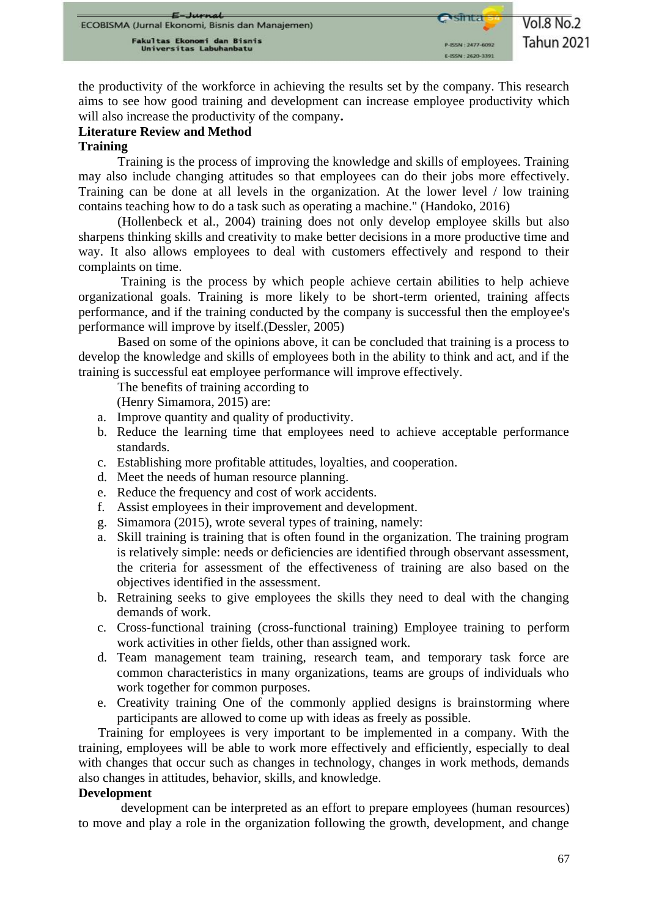the productivity of the workforce in achieving the results set by the company. This research aims to see how good training and development can increase employee productivity which will also increase the productivity of the company**.**

**Literature Review and Method**

**Training**

Training is the process of improving the knowledge and skills of employees. Training may also include changing attitudes so that employees can do their jobs more effectively. Training can be done at all levels in the organization. At the lower level / low training contains teaching how to do a task such as operating a machine." (Handoko, 2016)

(Hollenbeck et al., 2004) training does not only develop employee skills but also sharpens thinking skills and creativity to make better decisions in a more productive time and way. It also allows employees to deal with customers effectively and respond to their complaints on time.

Training is the process by which people achieve certain abilities to help achieve organizational goals. Training is more likely to be short-term oriented, training affects performance, and if the training conducted by the company is successful then the employee's performance will improve by itself.(Dessler, 2005)

Based on some of the opinions above, it can be concluded that training is a process to develop the knowledge and skills of employees both in the ability to think and act, and if the training is successful eat employee performance will improve effectively.

The benefits of training according to
(Henry Simamora, 2015) are:

a. Improve quantity and quality of productivity.
b. Reduce the learning time that employees need to achieve acceptable performance standards.
c. Establishing more profitable attitudes, loyalties, and cooperation.
d. Meet the needs of human resource planning.
e. Reduce the frequency and cost of work accidents.
f. Assist employees in their improvement and development.
g. Simamora (2015), wrote several types of training, namely:

a. Skill training is training that is often found in the organization. The training program is relatively simple: needs or deficiencies are identified through observant assessment, the criteria for assessment of the effectiveness of training are also based on the objectives identified in the assessment.
b. Retraining seeks to give employees the skills they need to deal with the changing demands of work.
c. Cross-functional training (cross-functional training) Employee training to perform work activities in other fields, other than assigned work.
d. Team management team training, research team, and temporary task force are common characteristics in many organizations, teams are groups of individuals who work together for common purposes.
e. Creativity training One of the commonly applied designs is brainstorming where participants are allowed to come up with ideas as freely as possible.

Training for employees is very important to be implemented in a company. With the training, employees will be able to work more effectively and efficiently, especially to deal with changes that occur such as changes in technology, changes in work methods, demands also changes in attitudes, behavior, skills, and knowledge.

**Development**

development can be interpreted as an effort to prepare employees (human resources) to move and play a role in the organization following the growth, development, and change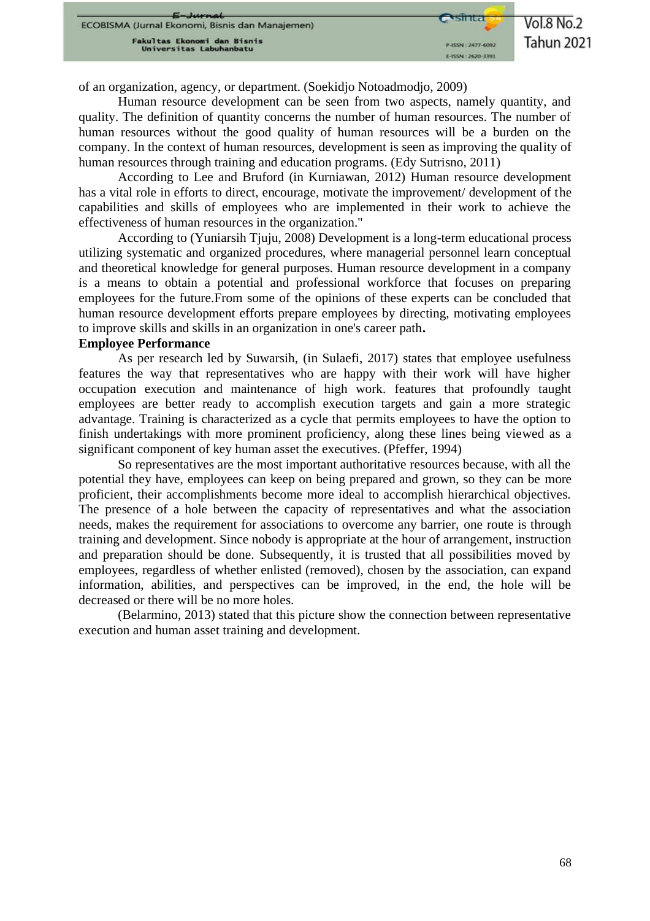of an organization, agency, or department. (Soekidjo Notoadmodjo, 2009)

Human resource development can be seen from two aspects, namely quantity, and quality. The definition of quantity concerns the number of human resources. The number of human resources without the good quality of human resources will be a burden on the company. In the context of human resources, development is seen as improving the quality of human resources through training and education programs. (Edy Sutrisno, 2011)

According to Lee and Bruford (in Kurniawan, 2012) Human resource development has a vital role in efforts to direct, encourage, motivate the improvement/ development of the capabilities and skills of employees who are implemented in their work to achieve the effectiveness of human resources in the organization."

According to (Yuniarsih Tjuju, 2008) Development is a long-term educational process utilizing systematic and organized procedures, where managerial personnel learn conceptual and theoretical knowledge for general purposes. Human resource development in a company is a means to obtain a potential and professional workforce that focuses on preparing employees for the future.From some of the opinions of these experts can be concluded that human resource development efforts prepare employees by directing, motivating employees to improve skills and skills in an organization in one's career path**.**

**Employee Performance**

As per research led by Suwarsih, (in Sulaefi, 2017) states that employee usefulness features the way that representatives who are happy with their work will have higher occupation execution and maintenance of high work. features that profoundly taught employees are better ready to accomplish execution targets and gain a more strategic advantage. Training is characterized as a cycle that permits employees to have the option to finish undertakings with more prominent proficiency, along these lines being viewed as a significant component of key human asset the executives. (Pfeffer, 1994)

So representatives are the most important authoritative resources because, with all the potential they have, employees can keep on being prepared and grown, so they can be more proficient, their accomplishments become more ideal to accomplish hierarchical objectives. The presence of a hole between the capacity of representatives and what the association needs, makes the requirement for associations to overcome any barrier, one route is through training and development. Since nobody is appropriate at the hour of arrangement, instruction and preparation should be done. Subsequently, it is trusted that all possibilities moved by employees, regardless of whether enlisted (removed), chosen by the association, can expand information, abilities, and perspectives can be improved, in the end, the hole will be decreased or there will be no more holes.

(Belarmino, 2013) stated that this picture show the connection between representative execution and human asset training and development.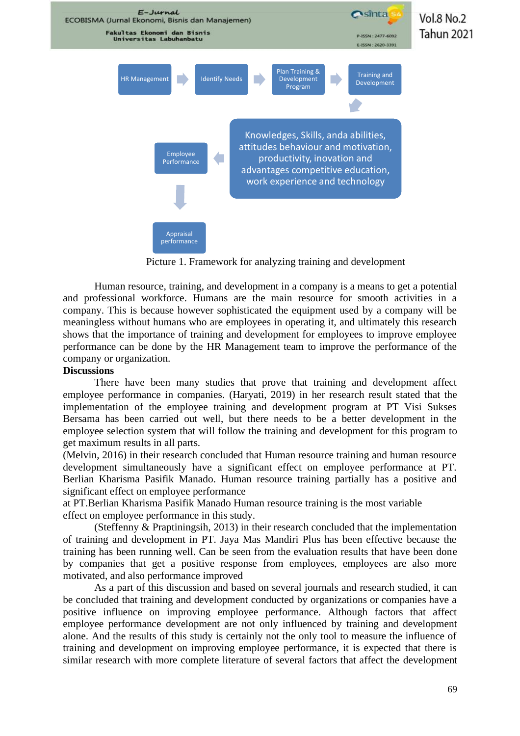HR Management → Identify Needs → Plan Training & Development Program → Training and Development → Knowledges, Skills, anda abilities, attitudes behaviour and motivation, productivity, inovation and advantages competitive education, work experience and technology → Employee Performance → Appraisal performance

Picture 1. Framework for analyzing training and development

Human resource, training, and development in a company is a means to get a potential and professional workforce. Humans are the main resource for smooth activities in a company. This is because however sophisticated the equipment used by a company will be meaningless without humans who are employees in operating it, and ultimately this research shows that the importance of training and development for employees to improve employee performance can be done by the HR Management team to improve the performance of the company or organization.

**Discussions**

There have been many studies that prove that training and development affect employee performance in companies. (Haryati, 2019) in her research result stated that the implementation of the employee training and development program at PT Visi Sukses Bersama has been carried out well, but there needs to be a better development in the employee selection system that will follow the training and development for this program to get maximum results in all parts.

(Melvin, 2016) in their research concluded that Human resource training and human resource development simultaneously have a significant effect on employee performance at PT. Berlian Kharisma Pasifik Manado. Human resource training partially has a positive and significant effect on employee performance at PT.Berlian Kharisma Pasifik Manado Human resource training is the most variable effect on employee performance in this study.

(Steffenny & Praptiningsih, 2013) in their research concluded that the implementation of training and development in PT. Jaya Mas Mandiri Plus has been effective because the training has been running well. Can be seen from the evaluation results that have been done by companies that get a positive response from employees, employees are also more motivated, and also performance improved

As a part of this discussion and based on several journals and research studied, it can be concluded that training and development conducted by organizations or companies have a positive influence on improving employee performance. Although factors that affect employee performance development are not only influenced by training and development alone. And the results of this study is certainly not the only tool to measure the influence of training and development on improving employee performance, it is expected that there is similar research with more complete literature of several factors that affect the development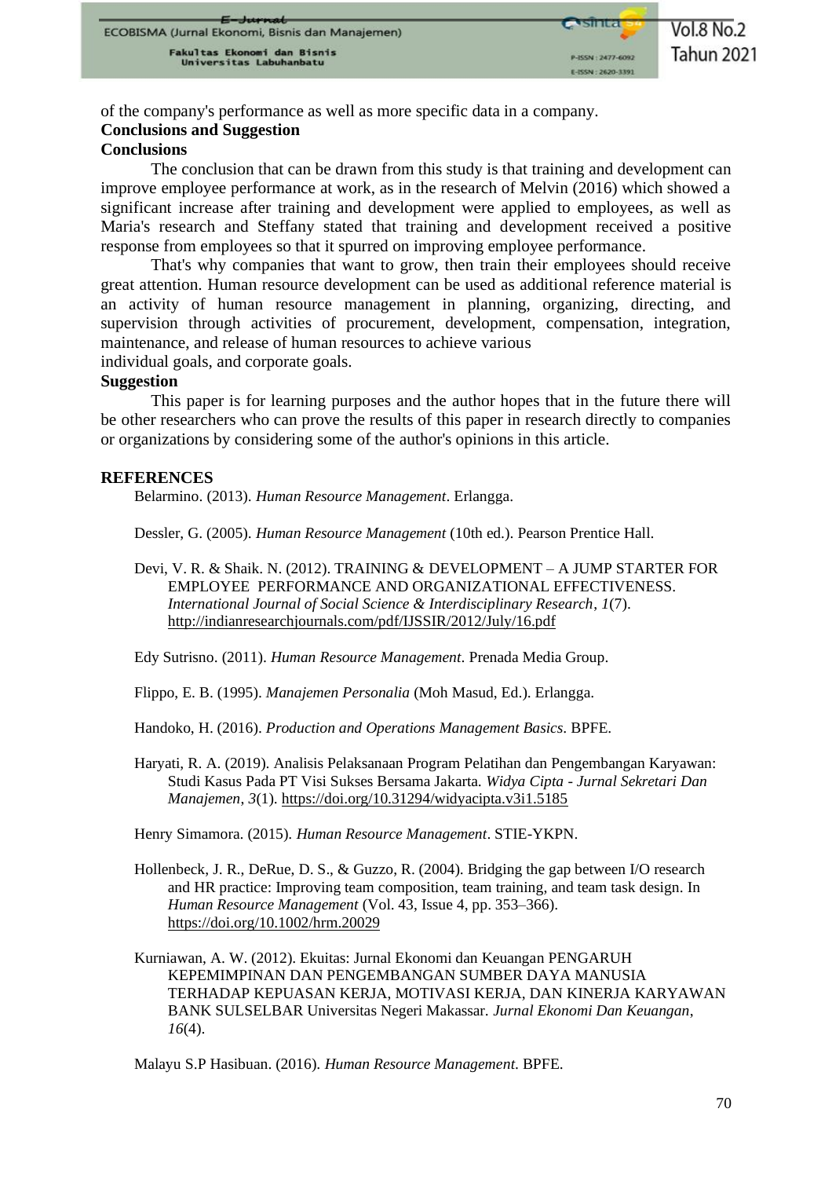of the company's performance as well as more specific data in a company.

## Conclusions and Suggestion

### Conclusions

The conclusion that can be drawn from this study is that training and development can improve employee performance at work, as in the research of Melvin (2016) which showed a significant increase after training and development were applied to employees, as well as Maria's research and Steffany stated that training and development received a positive response from employees so that it spurred on improving employee performance.

That's why companies that want to grow, then train their employees should receive great attention. Human resource development can be used as additional reference material is an activity of human resource management in planning, organizing, directing, and supervision through activities of procurement, development, compensation, integration, maintenance, and release of human resources to achieve various individual goals, and corporate goals.

### Suggestion

This paper is for learning purposes and the author hopes that in the future there will be other researchers who can prove the results of this paper in research directly to companies or organizations by considering some of the author's opinions in this article.

## REFERENCES

Belarmino. (2013). *Human Resource Management*. Erlangga.

Dessler, G. (2005). *Human Resource Management* (10th ed.). Pearson Prentice Hall.

Devi, V. R. & Shaik. N. (2012). TRAINING & DEVELOPMENT – A JUMP STARTER FOR EMPLOYEE PERFORMANCE AND ORGANIZATIONAL EFFECTIVENESS. *International Journal of Social Science & Interdisciplinary Research*, *1*(7). http://indianresearchjournals.com/pdf/IJSSIR/2012/July/16.pdf

Edy Sutrisno. (2011). *Human Resource Management*. Prenada Media Group.

Flippo, E. B. (1995). *Manajemen Personalia* (Moh Masud, Ed.). Erlangga.

Handoko, H. (2016). *Production and Operations Management Basics*. BPFE.

Haryati, R. A. (2019). Analisis Pelaksanaan Program Pelatihan dan Pengembangan Karyawan: Studi Kasus Pada PT Visi Sukses Bersama Jakarta. *Widya Cipta - Jurnal Sekretari Dan Manajemen*, *3*(1). https://doi.org/10.31294/widyacipta.v3i1.5185

Henry Simamora. (2015). *Human Resource Management*. STIE-YKPN.

Hollenbeck, J. R., DeRue, D. S., & Guzzo, R. (2004). Bridging the gap between I/O research and HR practice: Improving team composition, team training, and team task design. In *Human Resource Management* (Vol. 43, Issue 4, pp. 353–366). https://doi.org/10.1002/hrm.20029

Kurniawan, A. W. (2012). Ekuitas: Jurnal Ekonomi dan Keuangan PENGARUH KEPEMIMPINAN DAN PENGEMBANGAN SUMBER DAYA MANUSIA TERHADAP KEPUASAN KERJA, MOTIVASI KERJA, DAN KINERJA KARYAWAN BANK SULSELBAR Universitas Negeri Makassar. *Jurnal Ekonomi Dan Keuangan*, *16*(4).

Malayu S.P Hasibuan. (2016). *Human Resource Management*. BPFE.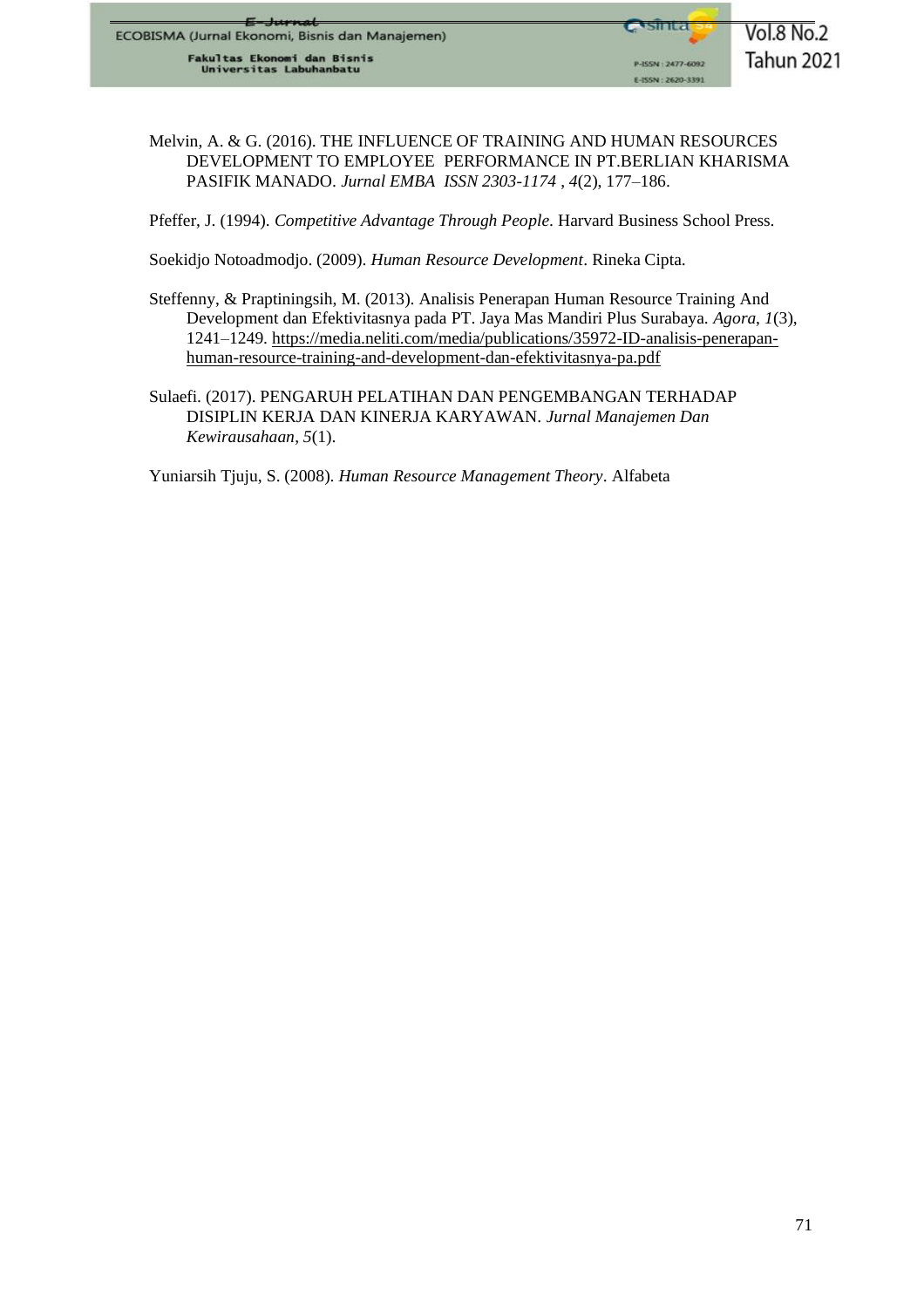Melvin, A. & G. (2016). THE INFLUENCE OF TRAINING AND HUMAN RESOURCES DEVELOPMENT TO EMPLOYEE PERFORMANCE IN PT.BERLIAN KHARISMA PASIFIK MANADO. *Jurnal EMBA ISSN 2303-1174* , *4*(2), 177–186.

Pfeffer, J. (1994). *Competitive Advantage Through People*. Harvard Business School Press.

Soekidjo Notoadmodjo. (2009). *Human Resource Development*. Rineka Cipta.

Steffenny, & Praptiningsih, M. (2013). Analisis Penerapan Human Resource Training And Development dan Efektivitasnya pada PT. Jaya Mas Mandiri Plus Surabaya. *Agora*, *1*(3), 1241–1249. https://media.neliti.com/media/publications/35972-ID-analisis-penerapan-human-resource-training-and-development-dan-efektivitasnya-pa.pdf

Sulaefi. (2017). PENGARUH PELATIHAN DAN PENGEMBANGAN TERHADAP DISIPLIN KERJA DAN KINERJA KARYAWAN. *Jurnal Manajemen Dan Kewirausahaan*, *5*(1).

Yuniarsih Tjuju, S. (2008). *Human Resource Management Theory*. Alfabeta